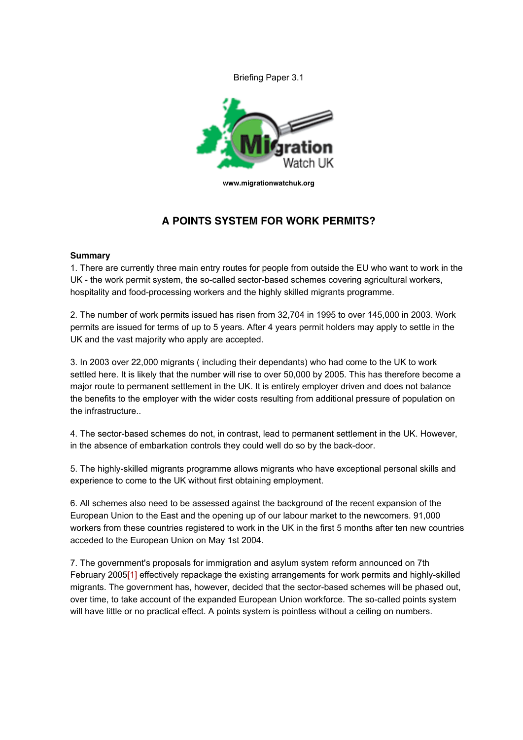Briefing Paper 3.1

www.migrationwatchuk.org

# A POINTS SYSTEM FOR WORK PERMITS?

**Summary**

1. There are currently three main entry routes for people from outside the EU who want to work in the UK - the work permit system, the so-called sector-based schemes covering agricultural workers, hospitality and food-processing workers and the highly skilled migrants programme.

2. The number of work permits issued has risen from 32,704 in 1995 to over 145,000 in 2003. Work permits are issued for terms of up to 5 years. After 4 years permit holders may apply to settle in the UK and the vast majority who apply are accepted.

3. In 2003 over 22,000 migrants ( including their dependants) who had come to the UK to work settled here. It is likely that the number will rise to over 50,000 by 2005. This has therefore become a major route to permanent settlement in the UK. It is entirely employer driven and does not balance the benefits to the employer with the wider costs resulting from additional pressure of population on the infrastructure..

4. The sector-based schemes do not, in contrast, lead to permanent settlement in the UK. However, in the absence of embarkation controls they could well do so by the back-door.

5. The highly-skilled migrants programme allows migrants who have exceptional personal skills and experience to come to the UK without first obtaining employment.

6. All schemes also need to be assessed against the background of the recent expansion of the European Union to the East and the opening up of our labour market to the newcomers. 91,000 workers from these countries registered to work in the UK in the first 5 months after ten new countries acceded to the European Union on May 1st 2004.

7. The government's proposals for immigration and asylum system reform announced on 7th February 2005[1] effectively repackage the existing arrangements for work permits and highly-skilled migrants. The government has, however, decided that the sector-based schemes will be phased out, over time, to take account of the expanded European Union workforce. The so-called points system will have little or no practical effect. A points system is pointless without a ceiling on numbers.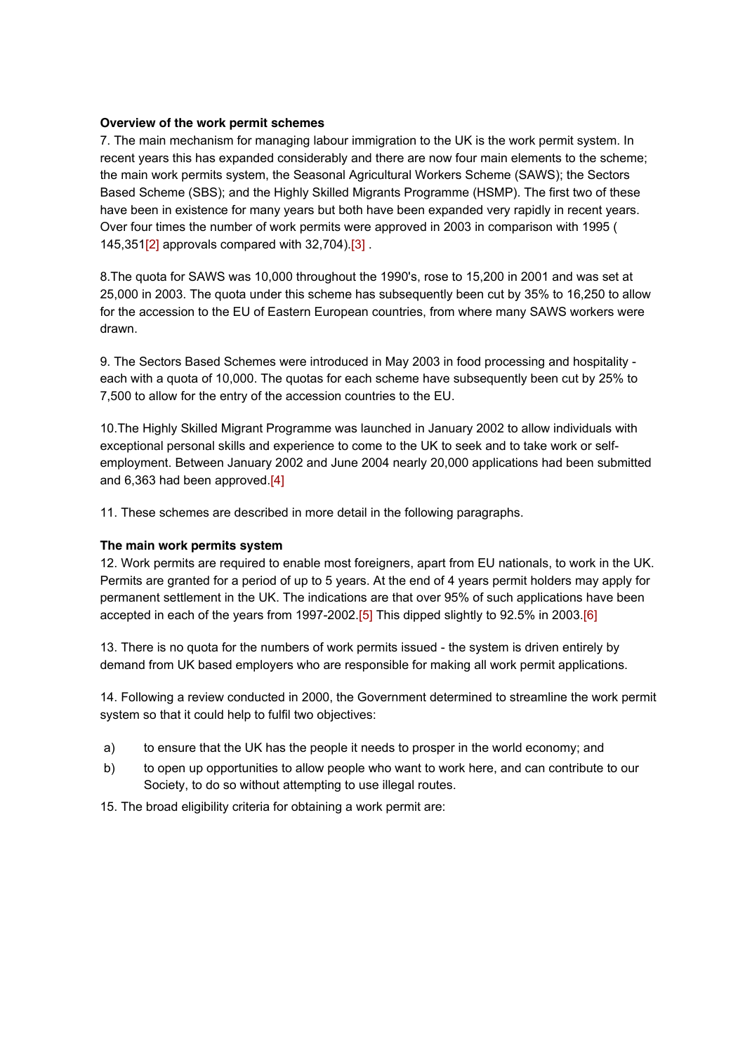**Overview of the work permit schemes**

7. The main mechanism for managing labour immigration to the UK is the work permit system. In recent years this has expanded considerably and there are now four main elements to the scheme; the main work permits system, the Seasonal Agricultural Workers Scheme (SAWS); the Sectors Based Scheme (SBS); and the Highly Skilled Migrants Programme (HSMP). The first two of these have been in existence for many years but both have been expanded very rapidly in recent years. Over four times the number of work permits were approved in 2003 in comparison with 1995 ( 145,351[2] approvals compared with 32,704).[3] .

8.The quota for SAWS was 10,000 throughout the 1990's, rose to 15,200 in 2001 and was set at 25,000 in 2003. The quota under this scheme has subsequently been cut by 35% to 16,250 to allow for the accession to the EU of Eastern European countries, from where many SAWS workers were drawn.

9. The Sectors Based Schemes were introduced in May 2003 in food processing and hospitality - each with a quota of 10,000. The quotas for each scheme have subsequently been cut by 25% to 7,500 to allow for the entry of the accession countries to the EU.

10.The Highly Skilled Migrant Programme was launched in January 2002 to allow individuals with exceptional personal skills and experience to come to the UK to seek and to take work or self-employment. Between January 2002 and June 2004 nearly 20,000 applications had been submitted and 6,363 had been approved.[4]

11. These schemes are described in more detail in the following paragraphs.

**The main work permits system**

12. Work permits are required to enable most foreigners, apart from EU nationals, to work in the UK. Permits are granted for a period of up to 5 years. At the end of 4 years permit holders may apply for permanent settlement in the UK. The indications are that over 95% of such applications have been accepted in each of the years from 1997-2002.[5] This dipped slightly to 92.5% in 2003.[6]

13. There is no quota for the numbers of work permits issued - the system is driven entirely by demand from UK based employers who are responsible for making all work permit applications.

14. Following a review conducted in 2000, the Government determined to streamline the work permit system so that it could help to fulfil two objectives:

a) to ensure that the UK has the people it needs to prosper in the world economy; and

b) to open up opportunities to allow people who want to work here, and can contribute to our Society, to do so without attempting to use illegal routes.

15. The broad eligibility criteria for obtaining a work permit are: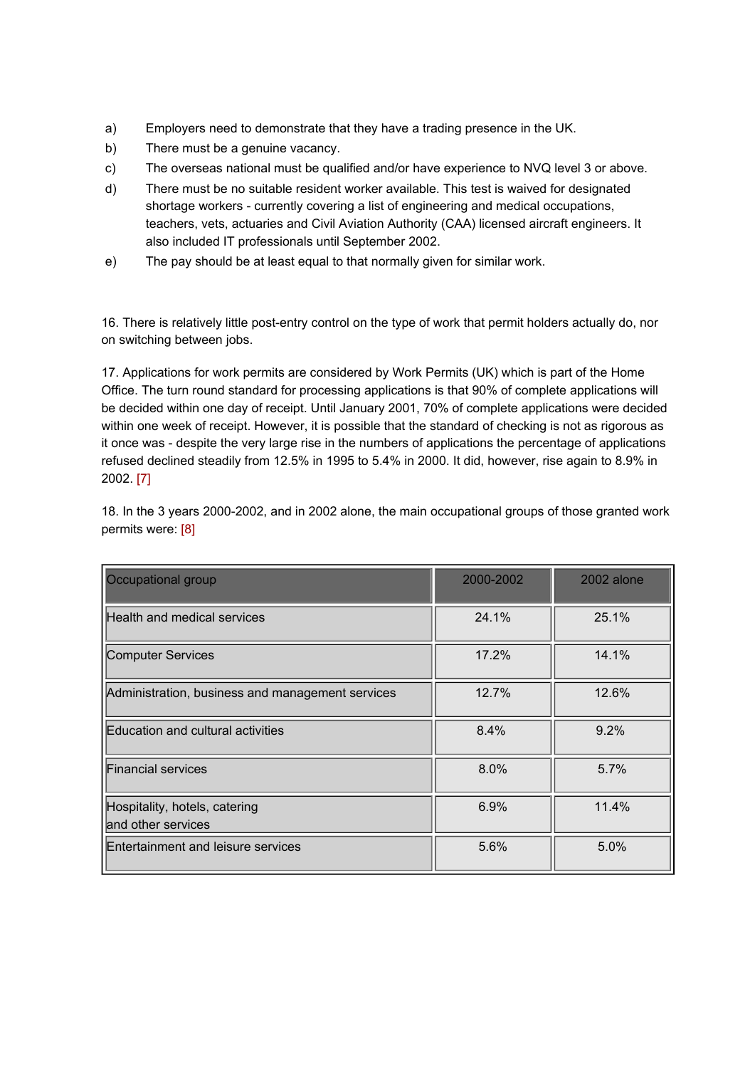a) Employers need to demonstrate that they have a trading presence in the UK.

b) There must be a genuine vacancy.

c) The overseas national must be qualified and/or have experience to NVQ level 3 or above.

d) There must be no suitable resident worker available. This test is waived for designated shortage workers - currently covering a list of engineering and medical occupations, teachers, vets, actuaries and Civil Aviation Authority (CAA) licensed aircraft engineers. It also included IT professionals until September 2002.

e) The pay should be at least equal to that normally given for similar work.

16. There is relatively little post-entry control on the type of work that permit holders actually do, nor on switching between jobs.

17. Applications for work permits are considered by Work Permits (UK) which is part of the Home Office. The turn round standard for processing applications is that 90% of complete applications will be decided within one day of receipt. Until January 2001, 70% of complete applications were decided within one week of receipt. However, it is possible that the standard of checking is not as rigorous as it once was - despite the very large rise in the numbers of applications the percentage of applications refused declined steadily from 12.5% in 1995 to 5.4% in 2000. It did, however, rise again to 8.9% in 2002. [7]

18. In the 3 years 2000-2002, and in 2002 alone, the main occupational groups of those granted work permits were: [8]

| Occupational group | 2000-2002 | 2002 alone |
|---|---|---|
| Health and medical services | 24.1% | 25.1% |
| Computer Services | 17.2% | 14.1% |
| Administration, business and management services | 12.7% | 12.6% |
| Education and cultural activities | 8.4% | 9.2% |
| Financial services | 8.0% | 5.7% |
| Hospitality, hotels, catering and other services | 6.9% | 11.4% |
| Entertainment and leisure services | 5.6% | 5.0% |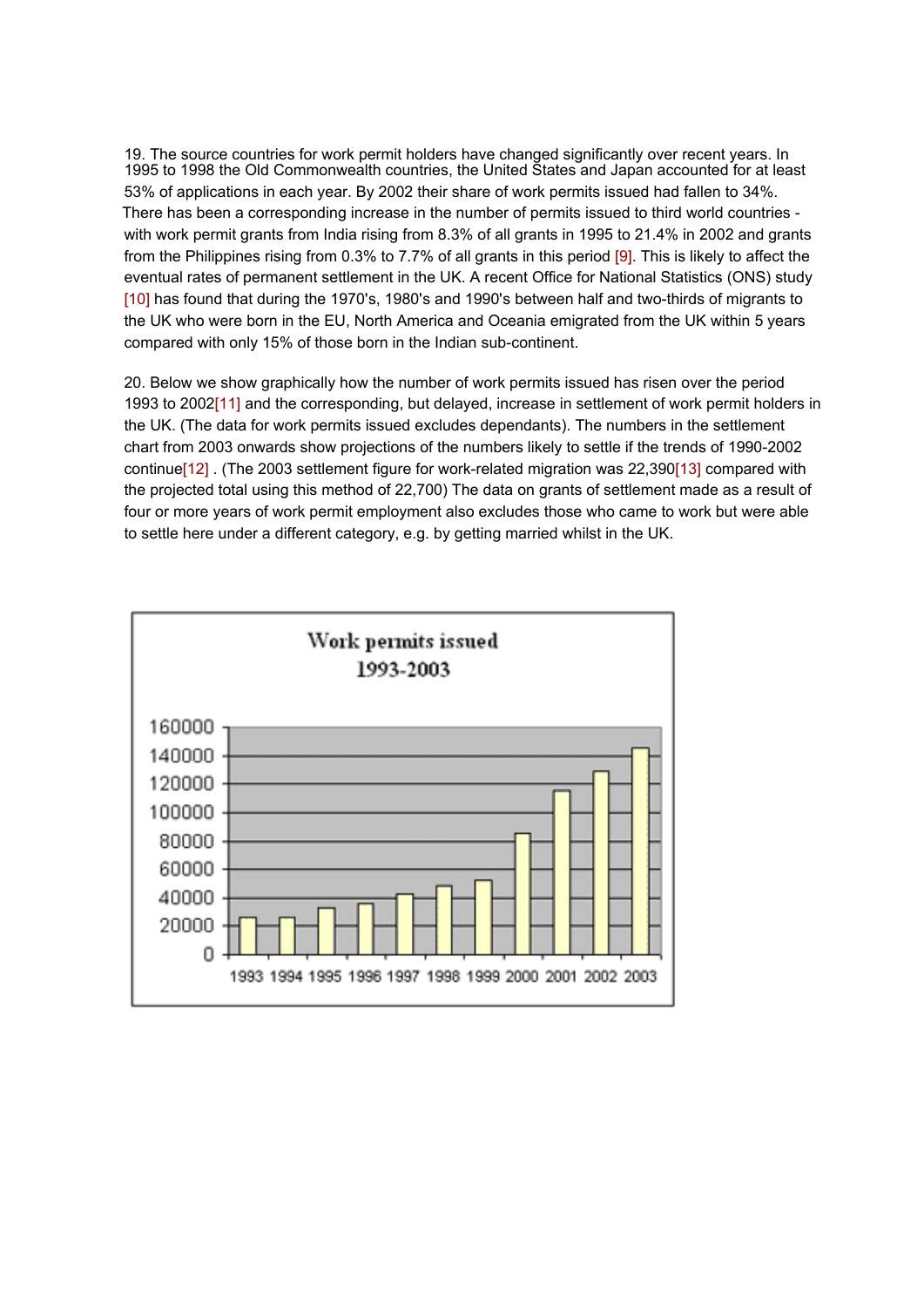19. The source countries for work permit holders have changed significantly over recent years. In 1995 to 1998 the Old Commonwealth countries, the United States and Japan accounted for at least 53% of applications in each year. By 2002 their share of work permits issued had fallen to 34%. There has been a corresponding increase in the number of permits issued to third world countries - with work permit grants from India rising from 8.3% of all grants in 1995 to 21.4% in 2002 and grants from the Philippines rising from 0.3% to 7.7% of all grants in this period [9]. This is likely to affect the eventual rates of permanent settlement in the UK. A recent Office for National Statistics (ONS) study [10] has found that during the 1970's, 1980's and 1990's between half and two-thirds of migrants to the UK who were born in the EU, North America and Oceania emigrated from the UK within 5 years compared with only 15% of those born in the Indian sub-continent.

20. Below we show graphically how the number of work permits issued has risen over the period 1993 to 2002[11] and the corresponding, but delayed, increase in settlement of work permit holders in the UK. (The data for work permits issued excludes dependants). The numbers in the settlement chart from 2003 onwards show projections of the numbers likely to settle if the trends of 1990-2002 continue[12] . (The 2003 settlement figure for work-related migration was 22,390[13] compared with the projected total using this method of 22,700) The data on grants of settlement made as a result of four or more years of work permit employment also excludes those who came to work but were able to settle here under a different category, e.g. by getting married whilst in the UK.

**Work permits issued 1993-2003**

| Year | Work permits issued (approx., read from chart) |
|---|---|
| 1993 | 26000 |
| 1994 | 26000 |
| 1995 | 33000 |
| 1996 | 36000 |
| 1997 | 43000 |
| 1998 | 48000 |
| 1999 | 52000 |
| 2000 | 85000 |
| 2001 | 115000 |
| 2002 | 129000 |
| 2003 | 145000 |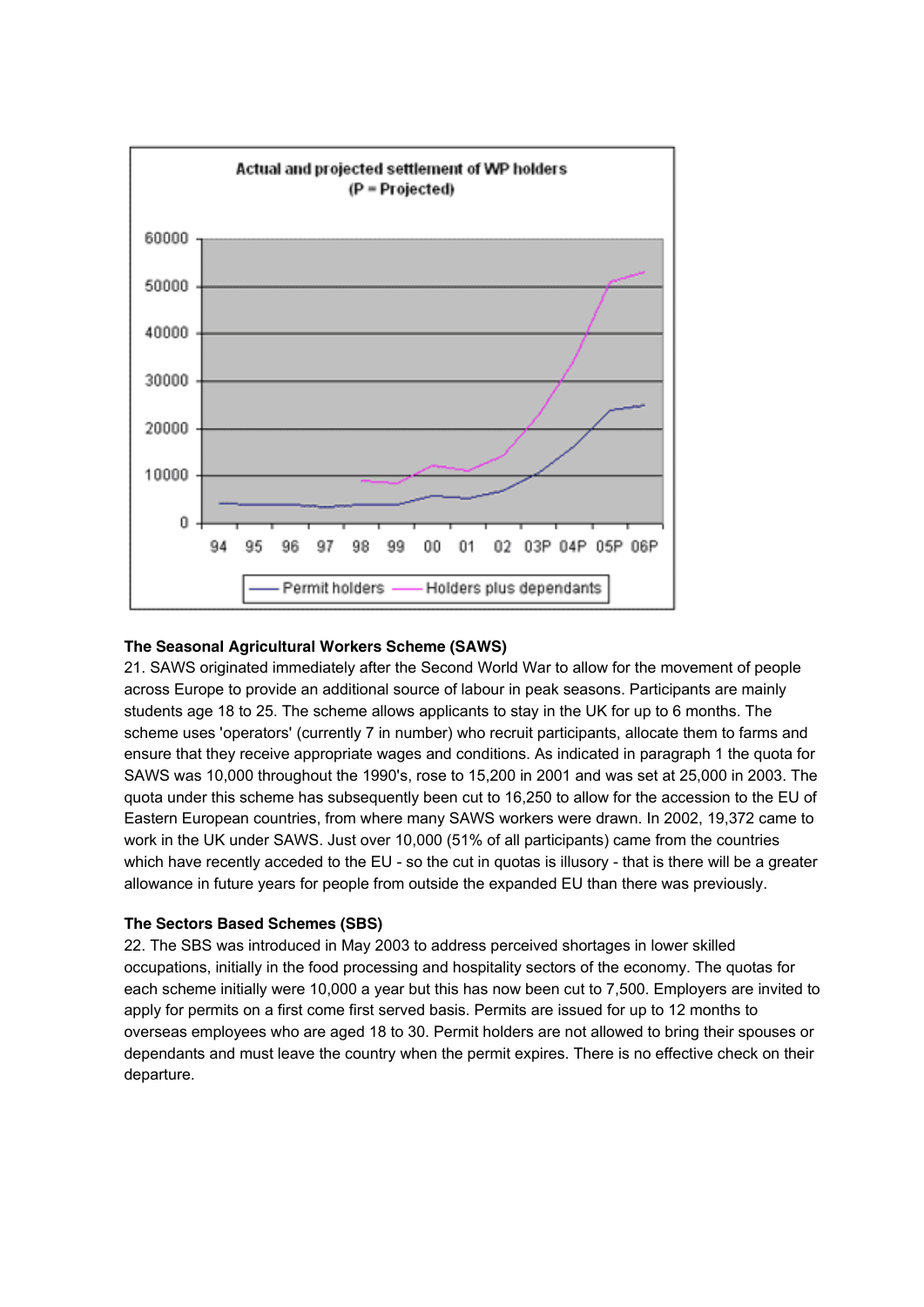**Actual and projected settlement of WP holders**
**(P = Projected)**

**The Seasonal Agricultural Workers Scheme (SAWS)**

21. SAWS originated immediately after the Second World War to allow for the movement of people across Europe to provide an additional source of labour in peak seasons. Participants are mainly students age 18 to 25. The scheme allows applicants to stay in the UK for up to 6 months. The scheme uses 'operators' (currently 7 in number) who recruit participants, allocate them to farms and ensure that they receive appropriate wages and conditions. As indicated in paragraph 1 the quota for SAWS was 10,000 throughout the 1990's, rose to 15,200 in 2001 and was set at 25,000 in 2003. The quota under this scheme has subsequently been cut to 16,250 to allow for the accession to the EU of Eastern European countries, from where many SAWS workers were drawn. In 2002, 19,372 came to work in the UK under SAWS. Just over 10,000 (51% of all participants) came from the countries which have recently acceded to the EU - so the cut in quotas is illusory - that is there will be a greater allowance in future years for people from outside the expanded EU than there was previously.

**The Sectors Based Schemes (SBS)**

22. The SBS was introduced in May 2003 to address perceived shortages in lower skilled occupations, initially in the food processing and hospitality sectors of the economy. The quotas for each scheme initially were 10,000 a year but this has now been cut to 7,500. Employers are invited to apply for permits on a first come first served basis. Permits are issued for up to 12 months to overseas employees who are aged 18 to 30. Permit holders are not allowed to bring their spouses or dependants and must leave the country when the permit expires. There is no effective check on their departure.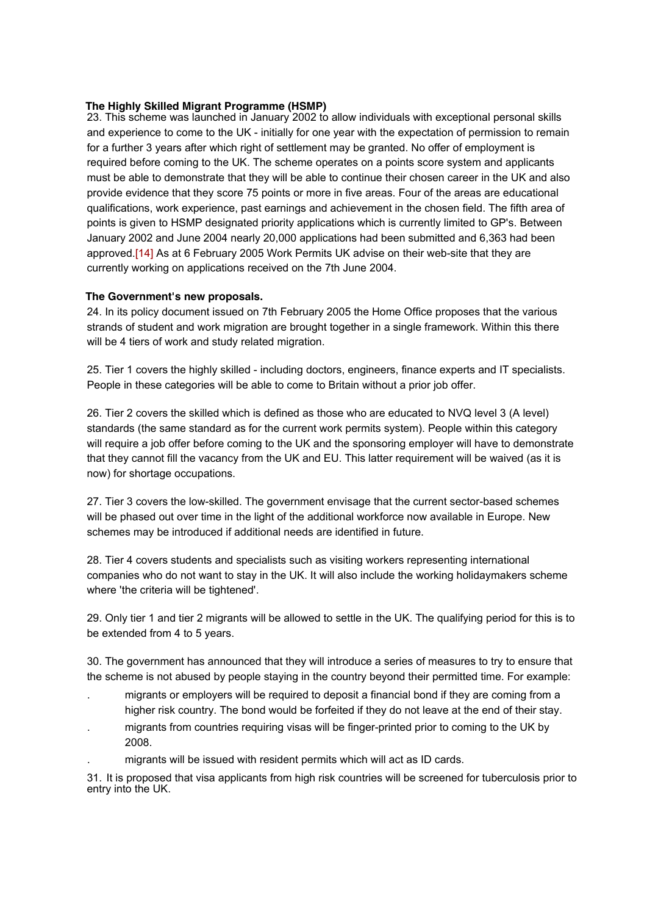**The Highly Skilled Migrant Programme (HSMP)**

23. This scheme was launched in January 2002 to allow individuals with exceptional personal skills and experience to come to the UK - initially for one year with the expectation of permission to remain for a further 3 years after which right of settlement may be granted. No offer of employment is required before coming to the UK. The scheme operates on a points score system and applicants must be able to demonstrate that they will be able to continue their chosen career in the UK and also provide evidence that they score 75 points or more in five areas. Four of the areas are educational qualifications, work experience, past earnings and achievement in the chosen field. The fifth area of points is given to HSMP designated priority applications which is currently limited to GP's. Between January 2002 and June 2004 nearly 20,000 applications had been submitted and 6,363 had been approved.[14] As at 6 February 2005 Work Permits UK advise on their web-site that they are currently working on applications received on the 7th June 2004.

**The Government's new proposals.**

24. In its policy document issued on 7th February 2005 the Home Office proposes that the various strands of student and work migration are brought together in a single framework. Within this there will be 4 tiers of work and study related migration.

25. Tier 1 covers the highly skilled - including doctors, engineers, finance experts and IT specialists. People in these categories will be able to come to Britain without a prior job offer.

26. Tier 2 covers the skilled which is defined as those who are educated to NVQ level 3 (A level) standards (the same standard as for the current work permits system). People within this category will require a job offer before coming to the UK and the sponsoring employer will have to demonstrate that they cannot fill the vacancy from the UK and EU. This latter requirement will be waived (as it is now) for shortage occupations.

27. Tier 3 covers the low-skilled. The government envisage that the current sector-based schemes will be phased out over time in the light of the additional workforce now available in Europe. New schemes may be introduced if additional needs are identified in future.

28. Tier 4 covers students and specialists such as visiting workers representing international companies who do not want to stay in the UK. It will also include the working holidaymakers scheme where 'the criteria will be tightened'.

29. Only tier 1 and tier 2 migrants will be allowed to settle in the UK. The qualifying period for this is to be extended from 4 to 5 years.

30. The government has announced that they will introduce a series of measures to try to ensure that the scheme is not abused by people staying in the country beyond their permitted time. For example:

- migrants or employers will be required to deposit a financial bond if they are coming from a higher risk country. The bond would be forfeited if they do not leave at the end of their stay.
- migrants from countries requiring visas will be finger-printed prior to coming to the UK by 2008.
- migrants will be issued with resident permits which will act as ID cards.

31. It is proposed that visa applicants from high risk countries will be screened for tuberculosis prior to entry into the UK.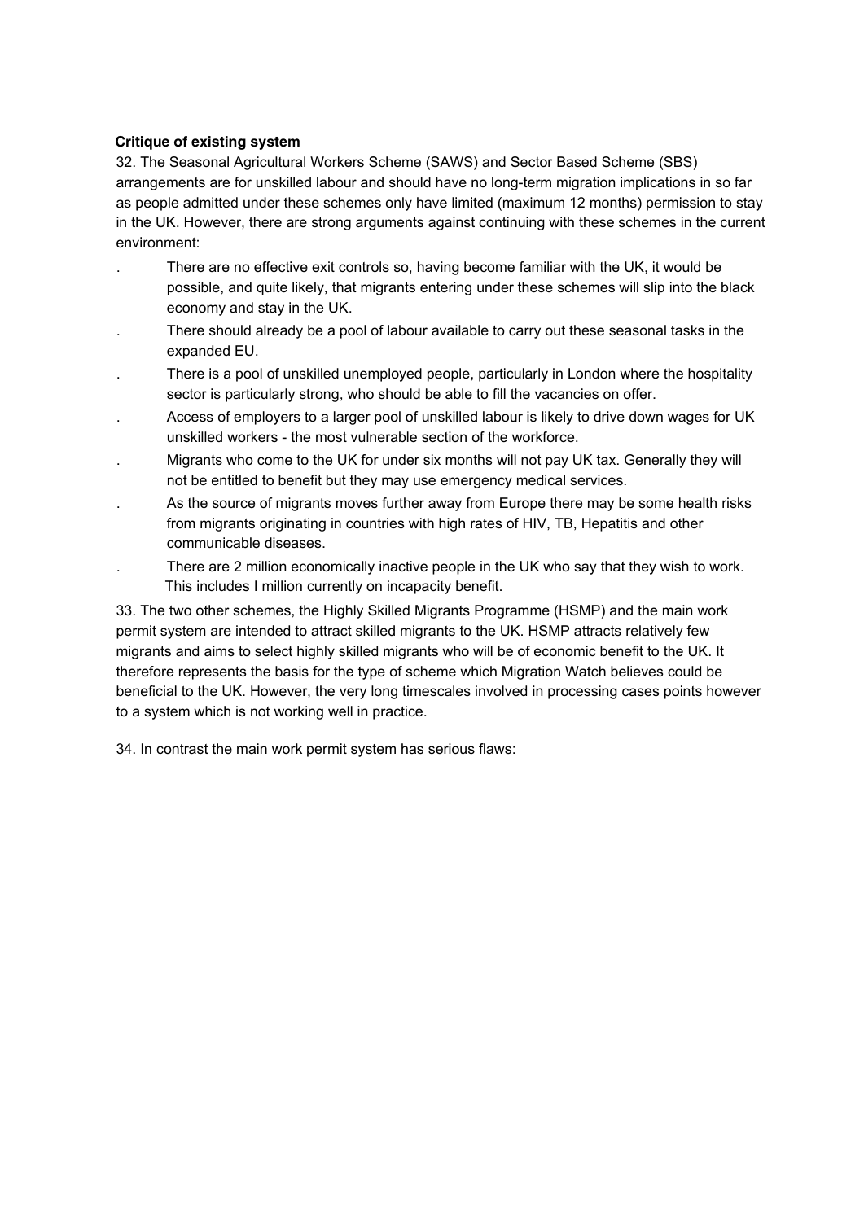**Critique of existing system**

32. The Seasonal Agricultural Workers Scheme (SAWS) and Sector Based Scheme (SBS) arrangements are for unskilled labour and should have no long-term migration implications in so far as people admitted under these schemes only have limited (maximum 12 months) permission to stay in the UK. However, there are strong arguments against continuing with these schemes in the current environment:

- There are no effective exit controls so, having become familiar with the UK, it would be possible, and quite likely, that migrants entering under these schemes will slip into the black economy and stay in the UK.
- There should already be a pool of labour available to carry out these seasonal tasks in the expanded EU.
- There is a pool of unskilled unemployed people, particularly in London where the hospitality sector is particularly strong, who should be able to fill the vacancies on offer.
- Access of employers to a larger pool of unskilled labour is likely to drive down wages for UK unskilled workers - the most vulnerable section of the workforce.
- Migrants who come to the UK for under six months will not pay UK tax. Generally they will not be entitled to benefit but they may use emergency medical services.
- As the source of migrants moves further away from Europe there may be some health risks from migrants originating in countries with high rates of HIV, TB, Hepatitis and other communicable diseases.
- There are 2 million economically inactive people in the UK who say that they wish to work. This includes I million currently on incapacity benefit.

33. The two other schemes, the Highly Skilled Migrants Programme (HSMP) and the main work permit system are intended to attract skilled migrants to the UK. HSMP attracts relatively few migrants and aims to select highly skilled migrants who will be of economic benefit to the UK. It therefore represents the basis for the type of scheme which Migration Watch believes could be beneficial to the UK. However, the very long timescales involved in processing cases points however to a system which is not working well in practice.

34. In contrast the main work permit system has serious flaws: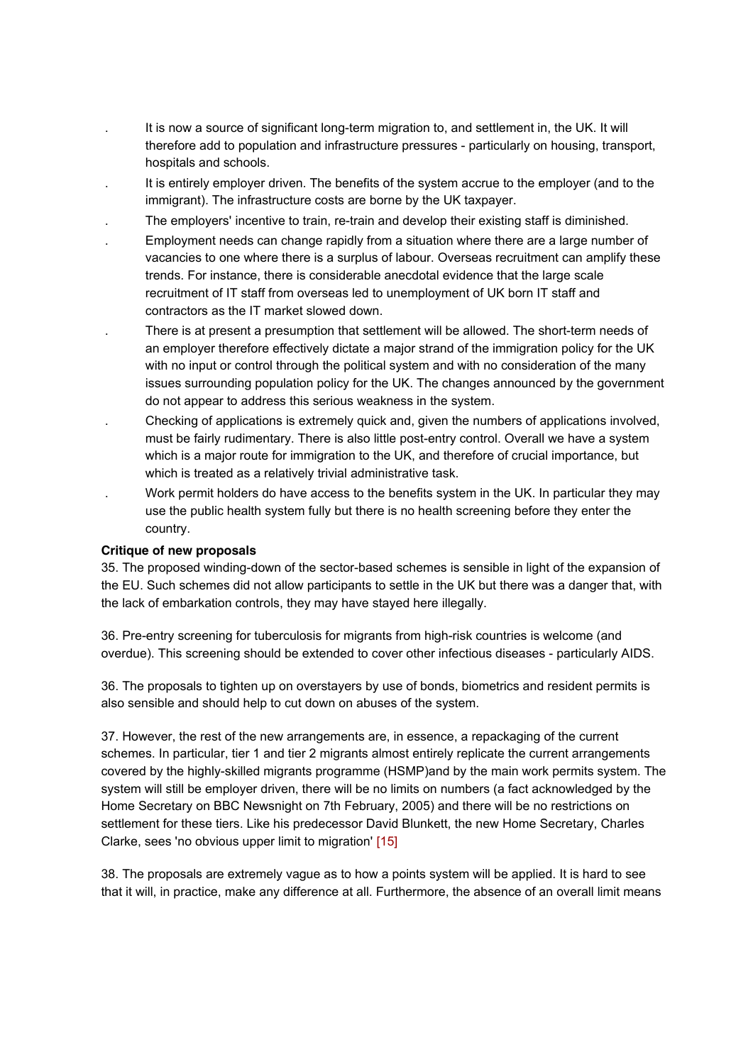- It is now a source of significant long-term migration to, and settlement in, the UK. It will therefore add to population and infrastructure pressures - particularly on housing, transport, hospitals and schools.
- It is entirely employer driven. The benefits of the system accrue to the employer (and to the immigrant). The infrastructure costs are borne by the UK taxpayer.
- The employers' incentive to train, re-train and develop their existing staff is diminished.
- Employment needs can change rapidly from a situation where there are a large number of vacancies to one where there is a surplus of labour. Overseas recruitment can amplify these trends. For instance, there is considerable anecdotal evidence that the large scale recruitment of IT staff from overseas led to unemployment of UK born IT staff and contractors as the IT market slowed down.
- There is at present a presumption that settlement will be allowed. The short-term needs of an employer therefore effectively dictate a major strand of the immigration policy for the UK with no input or control through the political system and with no consideration of the many issues surrounding population policy for the UK. The changes announced by the government do not appear to address this serious weakness in the system.
- Checking of applications is extremely quick and, given the numbers of applications involved, must be fairly rudimentary. There is also little post-entry control. Overall we have a system which is a major route for immigration to the UK, and therefore of crucial importance, but which is treated as a relatively trivial administrative task.
- Work permit holders do have access to the benefits system in the UK. In particular they may use the public health system fully but there is no health screening before they enter the country.

**Critique of new proposals**

35. The proposed winding-down of the sector-based schemes is sensible in light of the expansion of the EU. Such schemes did not allow participants to settle in the UK but there was a danger that, with the lack of embarkation controls, they may have stayed here illegally.

36. Pre-entry screening for tuberculosis for migrants from high-risk countries is welcome (and overdue). This screening should be extended to cover other infectious diseases - particularly AIDS.

36. The proposals to tighten up on overstayers by use of bonds, biometrics and resident permits is also sensible and should help to cut down on abuses of the system.

37. However, the rest of the new arrangements are, in essence, a repackaging of the current schemes. In particular, tier 1 and tier 2 migrants almost entirely replicate the current arrangements covered by the highly-skilled migrants programme (HSMP)and by the main work permits system. The system will still be employer driven, there will be no limits on numbers (a fact acknowledged by the Home Secretary on BBC Newsnight on 7th February, 2005) and there will be no restrictions on settlement for these tiers. Like his predecessor David Blunkett, the new Home Secretary, Charles Clarke, sees 'no obvious upper limit to migration' [15]

38. The proposals are extremely vague as to how a points system will be applied. It is hard to see that it will, in practice, make any difference at all. Furthermore, the absence of an overall limit means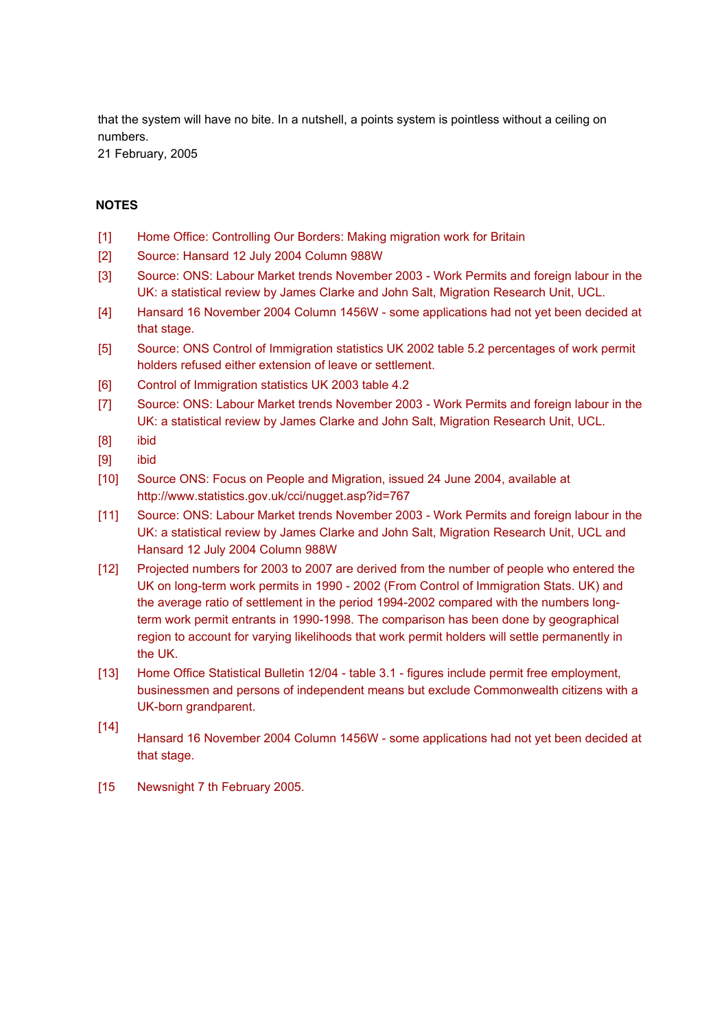that the system will have no bite. In a nutshell, a points system is pointless without a ceiling on numbers.

21 February, 2005

**NOTES**

[1] Home Office: Controlling Our Borders: Making migration work for Britain

[2] Source: Hansard 12 July 2004 Column 988W

[3] Source: ONS: Labour Market trends November 2003 - Work Permits and foreign labour in the UK: a statistical review by James Clarke and John Salt, Migration Research Unit, UCL.

[4] Hansard 16 November 2004 Column 1456W - some applications had not yet been decided at that stage.

[5] Source: ONS Control of Immigration statistics UK 2002 table 5.2 percentages of work permit holders refused either extension of leave or settlement.

[6] Control of Immigration statistics UK 2003 table 4.2

[7] Source: ONS: Labour Market trends November 2003 - Work Permits and foreign labour in the UK: a statistical review by James Clarke and John Salt, Migration Research Unit, UCL.

[8] ibid

[9] ibid

[10] Source ONS: Focus on People and Migration, issued 24 June 2004, available at http://www.statistics.gov.uk/cci/nugget.asp?id=767

[11] Source: ONS: Labour Market trends November 2003 - Work Permits and foreign labour in the UK: a statistical review by James Clarke and John Salt, Migration Research Unit, UCL and Hansard 12 July 2004 Column 988W

[12] Projected numbers for 2003 to 2007 are derived from the number of people who entered the UK on long-term work permits in 1990 - 2002 (From Control of Immigration Stats. UK) and the average ratio of settlement in the period 1994-2002 compared with the numbers long-term work permit entrants in 1990-1998. The comparison has been done by geographical region to account for varying likelihoods that work permit holders will settle permanently in the UK.

[13] Home Office Statistical Bulletin 12/04 - table 3.1 - figures include permit free employment, businessmen and persons of independent means but exclude Commonwealth citizens with a UK-born grandparent.

[14] Hansard 16 November 2004 Column 1456W - some applications had not yet been decided at that stage.

[15 Newsnight 7 th February 2005.